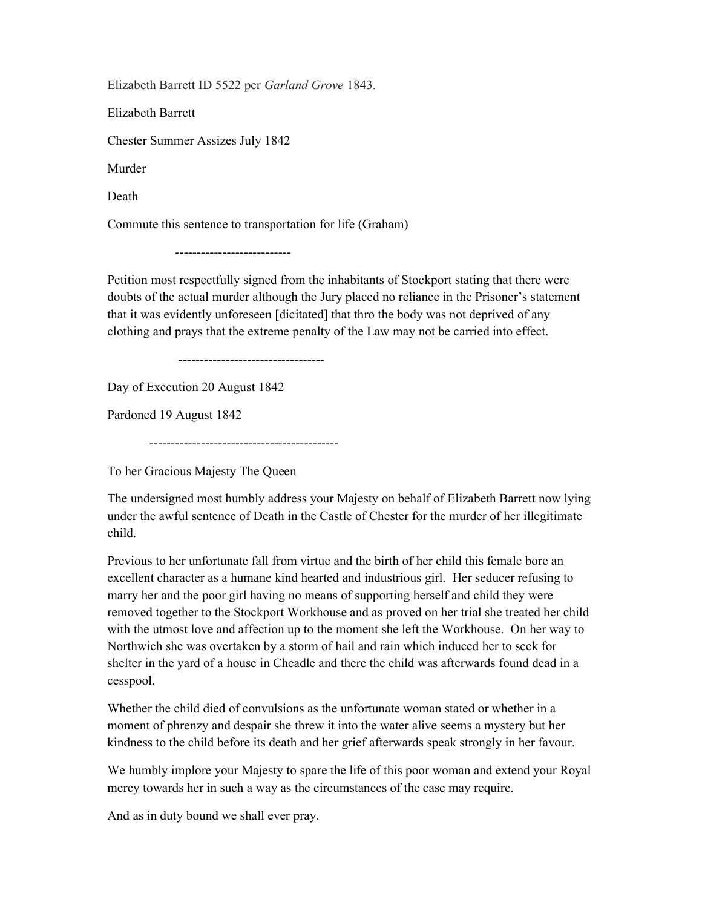Elizabeth Barrett ID 5522 per *Garland Grove* 1843.

Elizabeth Barrett

Chester Summer Assizes July 1842

Murder

Death

Commute this sentence to transportation for life (Graham)

---

Petition most respectfully signed from the inhabitants of Stockport stating that there were doubts of the actual murder although the Jury placed no reliance in the Prisoner's statement that it was evidently unforeseen [dicitated] that thro the body was not deprived of any clothing and prays that the extreme penalty of the Law may not be carried into effect.

---

Day of Execution 20 August 1842

Pardoned 19 August 1842

---

To her Gracious Majesty The Queen

The undersigned most humbly address your Majesty on behalf of Elizabeth Barrett now lying under the awful sentence of Death in the Castle of Chester for the murder of her illegitimate child.

Previous to her unfortunate fall from virtue and the birth of her child this female bore an excellent character as a humane kind hearted and industrious girl. Her seducer refusing to marry her and the poor girl having no means of supporting herself and child they were removed together to the Stockport Workhouse and as proved on her trial she treated her child with the utmost love and affection up to the moment she left the Workhouse. On her way to Northwich she was overtaken by a storm of hail and rain which induced her to seek for shelter in the yard of a house in Cheadle and there the child was afterwards found dead in a cesspool.

Whether the child died of convulsions as the unfortunate woman stated or whether in a moment of phrenzy and despair she threw it into the water alive seems a mystery but her kindness to the child before its death and her grief afterwards speak strongly in her favour.

We humbly implore your Majesty to spare the life of this poor woman and extend your Royal mercy towards her in such a way as the circumstances of the case may require.

And as in duty bound we shall ever pray.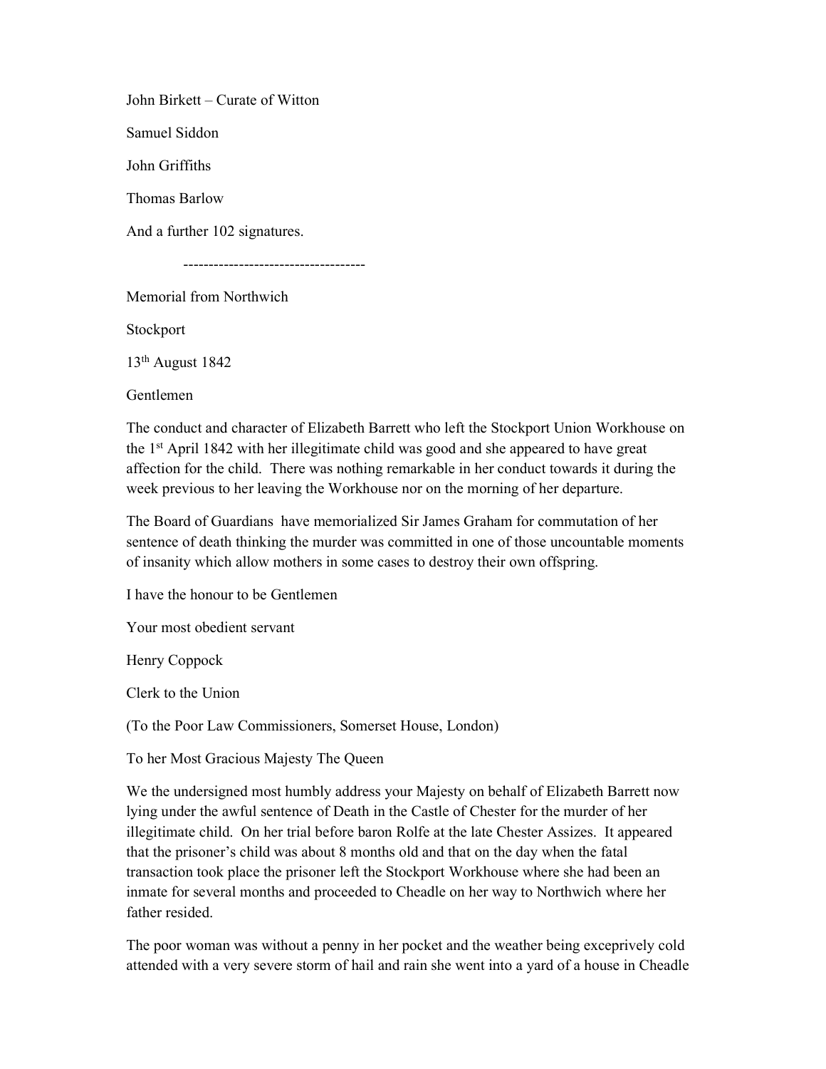John Birkett – Curate of Witton

Samuel Siddon

John Griffiths

Thomas Barlow

And a further 102 signatures.

------------------------------------

Memorial from Northwich

Stockport

13th August 1842

Gentlemen

The conduct and character of Elizabeth Barrett who left the Stockport Union Workhouse on the 1st April 1842 with her illegitimate child was good and she appeared to have great affection for the child. There was nothing remarkable in her conduct towards it during the week previous to her leaving the Workhouse nor on the morning of her departure.

The Board of Guardians have memorialized Sir James Graham for commutation of her sentence of death thinking the murder was committed in one of those uncountable moments of insanity which allow mothers in some cases to destroy their own offspring.

I have the honour to be Gentlemen

Your most obedient servant

Henry Coppock

Clerk to the Union

(To the Poor Law Commissioners, Somerset House, London)

To her Most Gracious Majesty The Queen

We the undersigned most humbly address your Majesty on behalf of Elizabeth Barrett now lying under the awful sentence of Death in the Castle of Chester for the murder of her illegitimate child. On her trial before baron Rolfe at the late Chester Assizes. It appeared that the prisoner's child was about 8 months old and that on the day when the fatal transaction took place the prisoner left the Stockport Workhouse where she had been an inmate for several months and proceeded to Cheadle on her way to Northwich where her father resided.

The poor woman was without a penny in her pocket and the weather being exceprively cold attended with a very severe storm of hail and rain she went into a yard of a house in Cheadle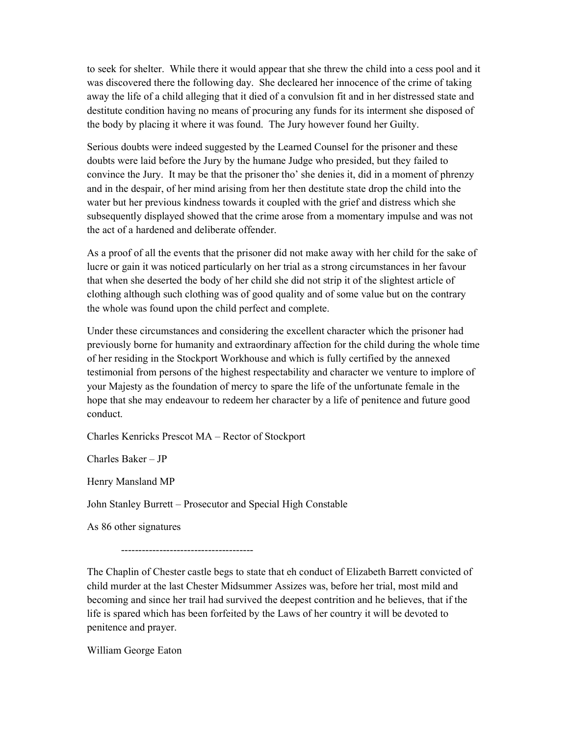to seek for shelter. While there it would appear that she threw the child into a cess pool and it was discovered there the following day. She decleared her innocence of the crime of taking away the life of a child alleging that it died of a convulsion fit and in her distressed state and destitute condition having no means of procuring any funds for its interment she disposed of the body by placing it where it was found. The Jury however found her Guilty.

Serious doubts were indeed suggested by the Learned Counsel for the prisoner and these doubts were laid before the Jury by the humane Judge who presided, but they failed to convince the Jury. It may be that the prisoner tho' she denies it, did in a moment of phrenzy and in the despair, of her mind arising from her then destitute state drop the child into the water but her previous kindness towards it coupled with the grief and distress which she subsequently displayed showed that the crime arose from a momentary impulse and was not the act of a hardened and deliberate offender.

As a proof of all the events that the prisoner did not make away with her child for the sake of lucre or gain it was noticed particularly on her trial as a strong circumstances in her favour that when she deserted the body of her child she did not strip it of the slightest article of clothing although such clothing was of good quality and of some value but on the contrary the whole was found upon the child perfect and complete.

Under these circumstances and considering the excellent character which the prisoner had previously borne for humanity and extraordinary affection for the child during the whole time of her residing in the Stockport Workhouse and which is fully certified by the annexed testimonial from persons of the highest respectability and character we venture to implore of your Majesty as the foundation of mercy to spare the life of the unfortunate female in the hope that she may endeavour to redeem her character by a life of penitence and future good conduct.

Charles Kenricks Prescot MA – Rector of Stockport

Charles Baker – JP

Henry Mansland MP

John Stanley Burrett – Prosecutor and Special High Constable

As 86 other signatures

--------------------------------------

The Chaplin of Chester castle begs to state that eh conduct of Elizabeth Barrett convicted of child murder at the last Chester Midsummer Assizes was, before her trial, most mild and becoming and since her trail had survived the deepest contrition and he believes, that if the life is spared which has been forfeited by the Laws of her country it will be devoted to penitence and prayer.

William George Eaton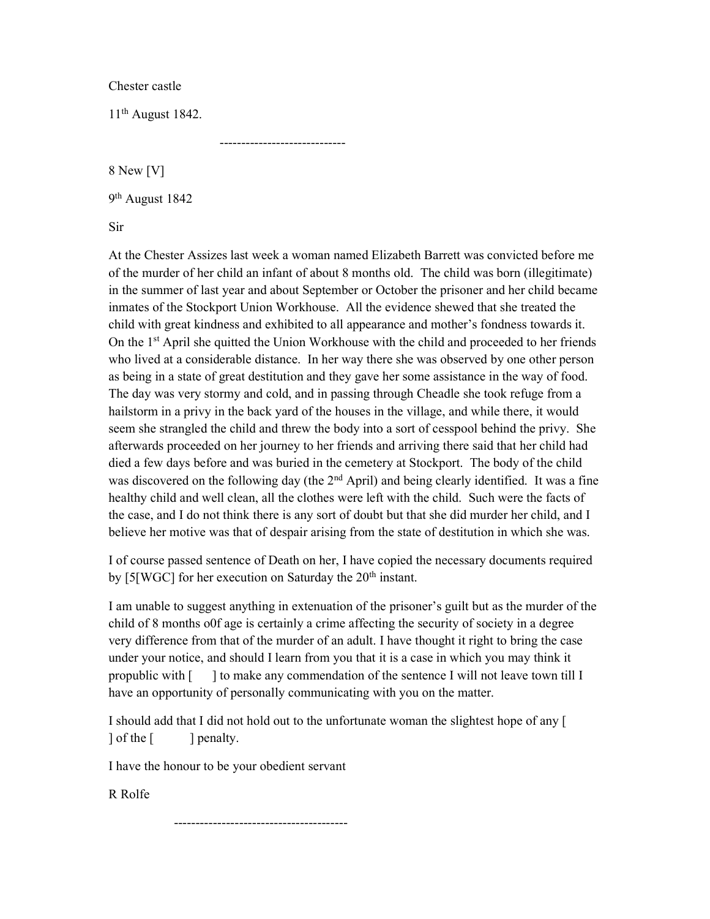Chester castle

11th August 1842.

-----------------------------

8 New [V]

9th August 1842

Sir

At the Chester Assizes last week a woman named Elizabeth Barrett was convicted before me of the murder of her child an infant of about 8 months old. The child was born (illegitimate) in the summer of last year and about September or October the prisoner and her child became inmates of the Stockport Union Workhouse. All the evidence shewed that she treated the child with great kindness and exhibited to all appearance and mother's fondness towards it. On the 1st April she quitted the Union Workhouse with the child and proceeded to her friends who lived at a considerable distance. In her way there she was observed by one other person as being in a state of great destitution and they gave her some assistance in the way of food. The day was very stormy and cold, and in passing through Cheadle she took refuge from a hailstorm in a privy in the back yard of the houses in the village, and while there, it would seem she strangled the child and threw the body into a sort of cesspool behind the privy. She afterwards proceeded on her journey to her friends and arriving there said that her child had died a few days before and was buried in the cemetery at Stockport. The body of the child was discovered on the following day (the 2nd April) and being clearly identified. It was a fine healthy child and well clean, all the clothes were left with the child. Such were the facts of the case, and I do not think there is any sort of doubt but that she did murder her child, and I believe her motive was that of despair arising from the state of destitution in which she was.

I of course passed sentence of Death on her, I have copied the necessary documents required by [5[WGC] for her execution on Saturday the 20th instant.

I am unable to suggest anything in extenuation of the prisoner's guilt but as the murder of the child of 8 months o0f age is certainly a crime affecting the security of society in a degree very difference from that of the murder of an adult. I have thought it right to bring the case under your notice, and should I learn from you that it is a case in which you may think it propublic with [ ] to make any commendation of the sentence I will not leave town till I have an opportunity of personally communicating with you on the matter.

I should add that I did not hold out to the unfortunate woman the slightest hope of any [ ] of the [ ] penalty.

I have the honour to be your obedient servant

R Rolfe

----------------------------------------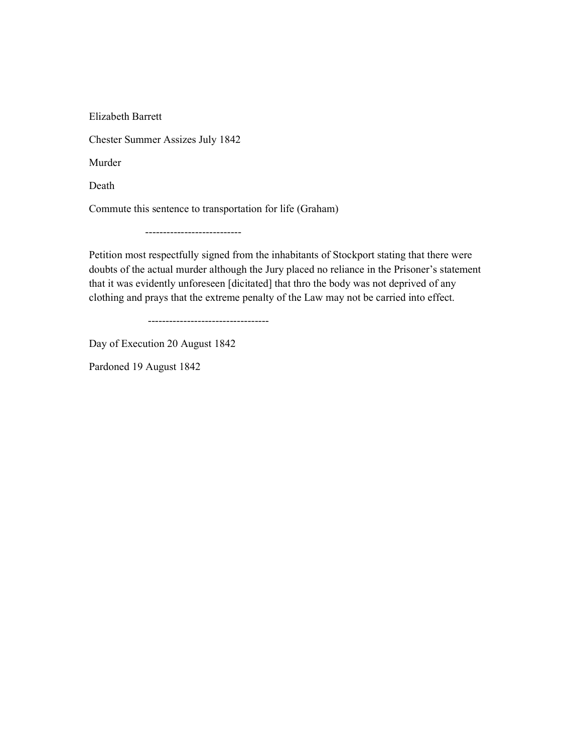Elizabeth Barrett

Chester Summer Assizes July 1842

Murder

Death

Commute this sentence to transportation for life (Graham)

---------------------------

Petition most respectfully signed from the inhabitants of Stockport stating that there were doubts of the actual murder although the Jury placed no reliance in the Prisoner's statement that it was evidently unforeseen [dicitated] that thro the body was not deprived of any clothing and prays that the extreme penalty of the Law may not be carried into effect.

----------------------------------

Day of Execution 20 August 1842

Pardoned 19 August 1842